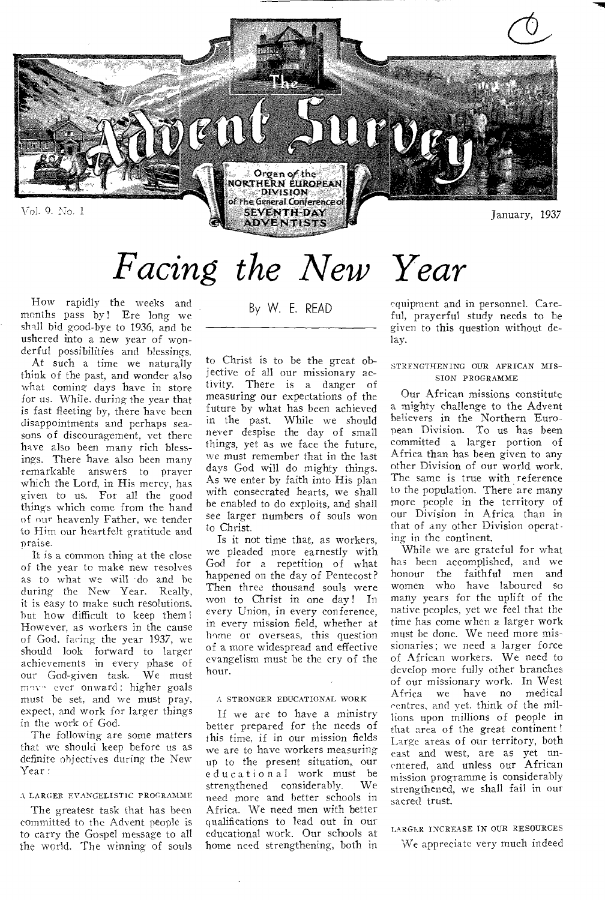# The Advent Survey

Organ of the NORTHERN EUROPEAN DIVISION of the General Conference of SEVENTH-DAY ADVENTISTS

Vol. 9. No. 1 — January, 1937

# *Facing the New Year*

By W. E. READ

How rapidly the weeks and months pass by! Ere long we shall bid good-bye to 1936, and be ushered into a new year of wonderful possibilities and blessings.

At such a time we naturally think of the past, and wonder also what coming days have in store for us. While, during the year that is fast fleeting by, there have been disappointments and perhaps seasons of discouragement, yet there have also been many rich blessings. There have also been many remarkable answers to prayer which the Lord, in His mercy, has given to us. For all the good things which come from the hand of our heavenly Father, we tender to Him our heartfelt gratitude and praise.

It is a common thing at the close of the year to make new resolves as to what we will do and be during the New Year. Really, it is easy to make such resolutions, but how difficult to keep them! However, as workers in the cause of God, facing the year 1937, we should look forward to larger achievements in every phase of our God-given task. We must move ever onward; higher goals must be set, and we must pray, expect, and work for larger things in the work of God.

The following are some matters that we should keep before us as definite objectives during the New Year:

### A LARGER EVANGELISTIC PROGRAMME

The greatest task that has been committed to the Advent people is to carry the Gospel message to all the world. The winning of souls to Christ is to be the great objective of all our missionary activity. There is a danger of measuring our expectations of the future by what has been achieved in the past. While we should never despise the day of small things, yet as we face the future, we must remember that in the last days God will do mighty things. As we enter by faith into His plan with consecrated hearts, we shall be enabled to do exploits, and shall see larger numbers of souls won to Christ.

Is it not time that, as workers, we pleaded more earnestly with God for a repetition of what happened on the day of Pentecost? Then three thousand souls were won to Christ in one day! In every Union, in every conference, in every mission field, whether at home or overseas, this question of a more widespread and effective evangelism must be the cry of the hour.

### A STRONGER EDUCATIONAL WORK

If we are to have a ministry better prepared for the needs of this time, if in our mission fields we are to have workers measuring up to the present situation, our educational work must be strengthened considerably. We need more and better schools in Africa. We need men with better qualifications to lead out in our educational work. Our schools at home need strengthening, both in equipment and in personnel. Careful, prayerful study needs to be given to this question without delay.

### STRENGTHENING OUR AFRICAN MISSION PROGRAMME

Our African missions constitute a mighty challenge to the Advent believers in the Northern European Division. To us has been committed a larger portion of Africa than has been given to any other Division of our world work. The same is true with reference to the population. There are many more people in the territory of our Division in Africa than in that of any other Division operating in the continent.

While we are grateful for what has been accomplished, and we honour the faithful men and women who have laboured so many years for the uplift of the native peoples, yet we feel that the time has come when a larger work must be done. We need more missionaries; we need a larger force of African workers. We need to develop more fully other branches of our missionary work. In West Africa we have no medical centres, and yet, think of the millions upon millions of people in that area of the great continent! Large areas of our territory, both east and west, are as yet unentered, and unless our African mission programme is considerably strengthened, we shall fail in our sacred trust.

### LARGER INCREASE IN OUR RESOURCES

We appreciate very much indeed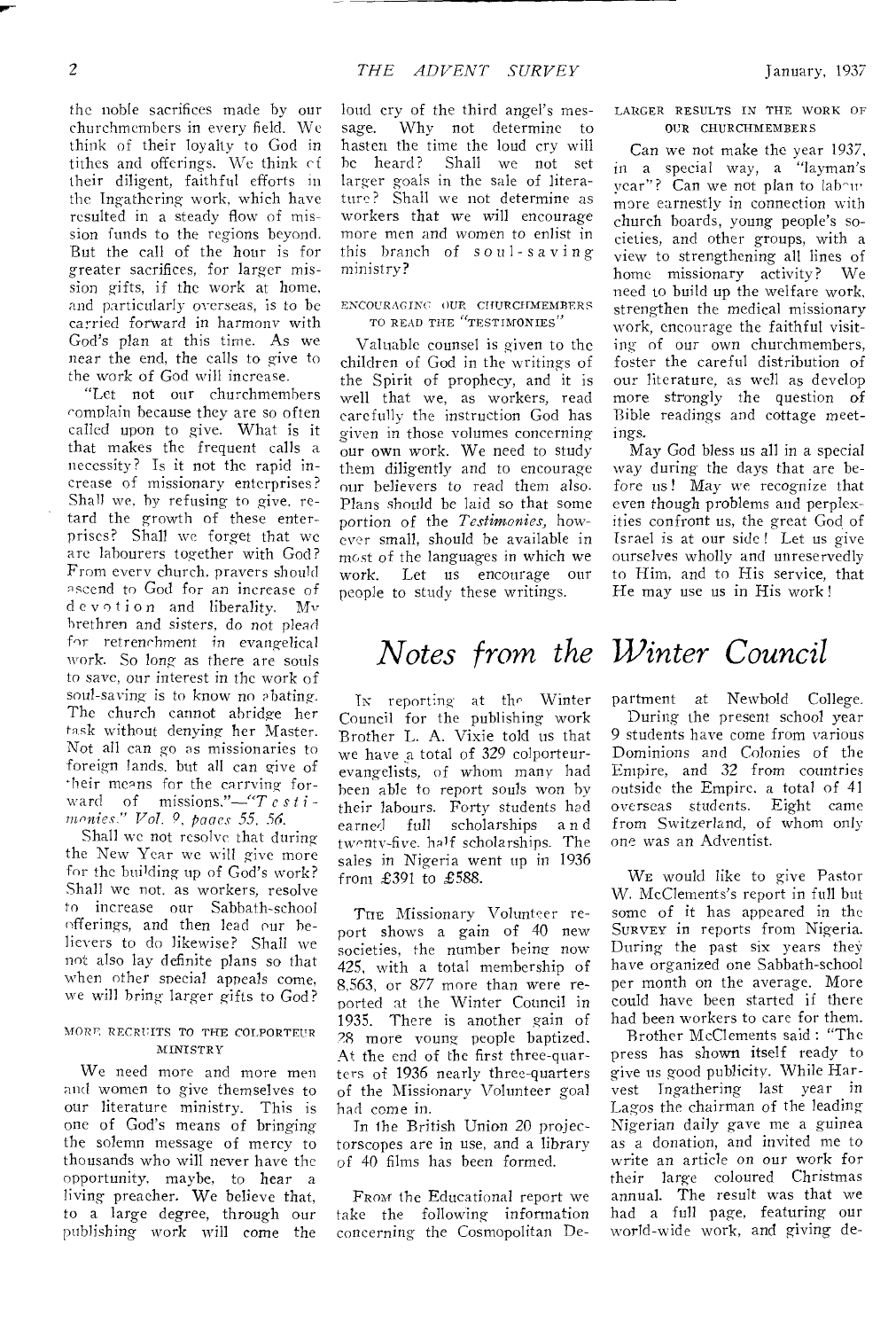the noble sacrifices made by our churchmembers in every field. We think of their loyalty to God in tithes and offerings. We think of their diligent, faithful efforts in the Ingathering work, which have resulted in a steady flow of mission funds to the regions beyond. But the call of the hour is for greater sacrifices, for larger mission gifts, if the work at home, and particularly overseas, is to be carried forward in harmony with God's plan at this time. As we near the end, the calls to give to the work of God will increase.

"Let not our churchmembers complain because they are so often called upon to give. What is it that makes the frequent calls a necessity? Is it not the rapid increase of missionary enterprises? Shall we, by refusing to give, retard the growth of these enterprises? Shall we forget that we are labourers together with God? From every church, prayers should ascend to God for an increase of devotion and liberality. My brethren and sisters, do not plead for retrenchment in evangelical work. So long as there are souls to save, our interest in the work of soul-saving is to know no abating. The church cannot abridge her task without denying her Master. Not all can go as missionaries to foreign lands, but all can give of their means for the carrying forward of missions."—"*Testimonies*," *Vol. 9, pages 55, 56.*

Shall we not resolve that during the New Year we will give more for the building up of God's work? Shall we not, as workers, resolve to increase our Sabbath-school offerings, and then lead our believers to do likewise? Shall we not also lay definite plans so that when other special appeals come, we will bring larger gifts to God?

###### MORE RECRUITS TO THE COLPORTEUR MINISTRY

We need more and more men and women to give themselves to our literature ministry. This is one of God's means of bringing the solemn message of mercy to thousands who will never have the opportunity, maybe, to hear a living preacher. We believe that, to a large degree, through our publishing work will come the loud cry of the third angel's message. Why not determine to hasten the time the loud cry will be heard? Shall we not set larger goals in the sale of literature? Shall we not determine as workers that we will encourage more men and women to enlist in this branch of soul-saving ministry?

###### ENCOURAGING OUR CHURCHMEMBERS TO READ THE "TESTIMONIES"

Valuable counsel is given to the children of God in the writings of the Spirit of prophecy, and it is well that we, as workers, read carefully the instruction God has given in those volumes concerning our own work. We need to study them diligently and to encourage our believers to read them also. Plans should be laid so that some portion of the *Testimonies,* however small, should be available in most of the languages in which we work. Let us encourage our people to study these writings.

###### LARGER RESULTS IN THE WORK OF OUR CHURCHMEMBERS

Can we not make the year 1937, in a special way, a "layman's year"? Can we not plan to labour more earnestly in connection with church boards, young people's societies, and other groups, with a view to strengthening all lines of home missionary activity? We need to build up the welfare work, strengthen the medical missionary work, encourage the faithful visiting of our own churchmembers, foster the careful distribution of our literature, as well as develop more strongly the question of Bible readings and cottage meetings.

May God bless us all in a special way during the days that are before us! May we recognize that even though problems and perplexities confront us, the great God of Israel is at our side! Let us give ourselves wholly and unreservedly to Him, and to His service, that He may use us in His work!

# *Notes from the Winter Council*

In reporting at the Winter Council for the publishing work Brother L. A. Vixie told us that we have a total of 329 colporteur-evangelists, of whom many had been able to report souls won by their labours. Forty students had earned full scholarships and twenty-five half scholarships. The sales in Nigeria went up in 1936 from £391 to £588.

The Missionary Volunteer report shows a gain of 40 new societies, the number being now 425, with a total membership of 8,563, or 877 more than were reported at the Winter Council in 1935. There is another gain of 28 more young people baptized. At the end of the first three-quarters of 1936 nearly three-quarters of the Missionary Volunteer goal had come in.

In the British Union 20 projectorscopes are in use, and a library of 40 films has been formed.

From the Educational report we take the following information concerning the Cosmopolitan Department at Newbold College.

During the present school year 9 students have come from various Dominions and Colonies of the Empire, and 32 from countries outside the Empire, a total of 41 overseas students. Eight came from Switzerland, of whom only one was an Adventist.

We would like to give Pastor W. McClements's report in full but some of it has appeared in the Survey in reports from Nigeria. During the past six years they have organized one Sabbath-school per month on the average. More could have been started if there had been workers to care for them.

Brother McClements said: "The press has shown itself ready to give us good publicity. While Harvest Ingathering last year in Lagos the chairman of the leading Nigerian daily gave me a guinea as a donation, and invited me to write an article on our work for their large coloured Christmas annual. The result was that we had a full page, featuring our world-wide work, and giving de-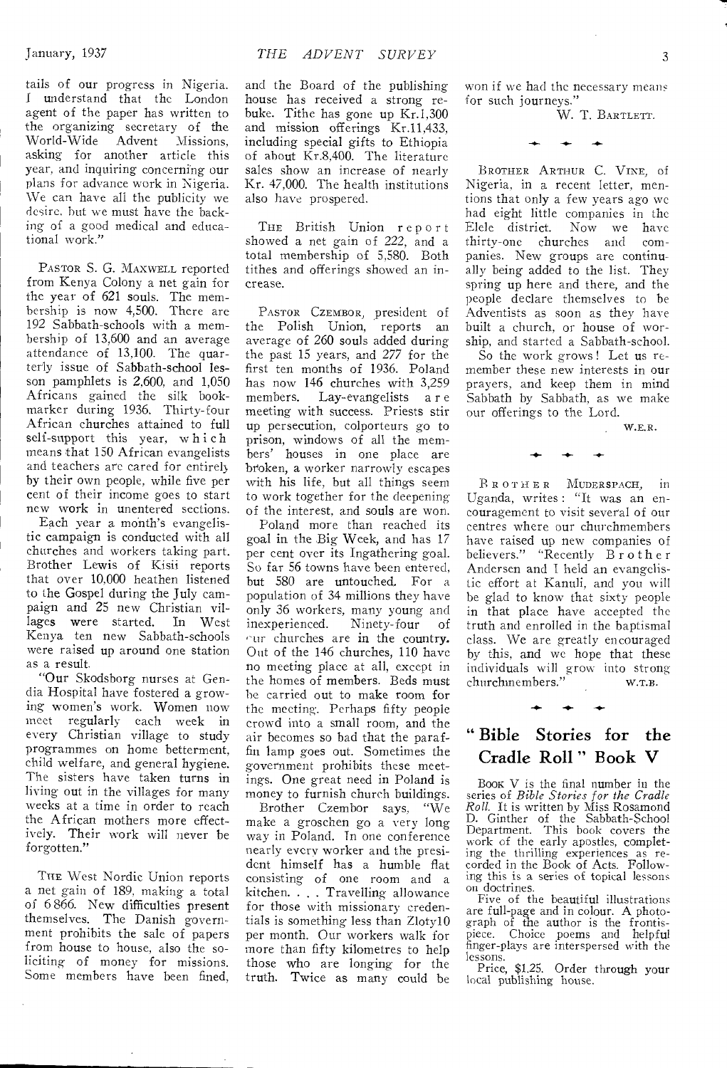tails of our progress in Nigeria. I understand that the London agent of the paper has written to the organizing secretary of the World-Wide Advent Missions, asking for another article this year, and inquiring concerning our plans for advance work in Nigeria. We can have all the publicity we desire, but we must have the backing of a good medical and educational work."

PASTOR S. G. MAXWELL reported from Kenya Colony a net gain for the year of 621 souls. The membership is now 4,500. There are 192 Sabbath-schools with a membership of 13,600 and an average attendance of 13,100. The quarterly issue of Sabbath-school lesson pamphlets is 2,600, and 1,050 Africans gained the silk bookmarker during 1936. Thirty-four African churches attained to full self-support this year, which means that 150 African evangelists and teachers are cared for entirely by their own people, while five per cent of their income goes to start new work in unentered sections.

Each year a month's evangelistic campaign is conducted with all churches and workers taking part. Brother Lewis of Kisii reports that over 10,000 heathen listened to the Gospel during the July campaign and 25 new Christian villages were started. In West Kenya ten new Sabbath-schools were raised up around one station as a result.

"Our Skodsborg nurses at Gendia Hospital have fostered a growing women's work. Women now meet regularly each week in every Christian village to study programmes on home betterment, child welfare, and general hygiene. The sisters have taken turns in living out in the villages for many weeks at a time in order to reach the African mothers more effectively. Their work will never be forgotten."

THE West Nordic Union reports a net gain of 189, making a total of 6 866. New difficulties present themselves. The Danish government prohibits the sale of papers from house to house, also the soliciting of money for missions. Some members have been fined, and the Board of the publishing house has received a strong rebuke. Tithe has gone up Kr.1,300 and mission offerings Kr.11,433, including special gifts to Ethiopia of about Kr.8,400. The literature sales show an increase of nearly Kr. 47,000. The health institutions also have prospered.

THE British Union report showed a net gain of 222, and a total membership of 5,580. Both tithes and offerings showed an increase.

PASTOR CZEMBOR, president of the Polish Union, reports an average of 260 souls added during the past 15 years, and 277 for the first ten months of 1936. Poland has now 146 churches with 3,259 members. Lay-evangelists are meeting with success. Priests stir up persecution, colporteurs go to prison, windows of all the members' houses in one place are broken, a worker narrowly escapes with his life, but all things seem to work together for the deepening of the interest, and souls are won.

Poland more than reached its goal in the Big Week, and has 17 per cent over its Ingathering goal. So far 56 towns have been entered, but 580 are untouched. For a population of 34 millions they have only 36 workers, many young and inexperienced. Ninety-four of our churches are in the country. Out of the 146 churches, 110 have no meeting place at all, except in the homes of members. Beds must be carried out to make room for the meeting. Perhaps fifty people crowd into a small room, and the air becomes so bad that the paraffin lamp goes out. Sometimes the government prohibits these meetings. One great need in Poland is money to furnish church buildings.

Brother Czembor says, "We make a groschen go a very long way in Poland. In one conference nearly every worker and the president himself has a humble flat consisting of one room and a kitchen. . . . Travelling allowance for those with missionary credentials is something less than Zloty10 per month. Our workers walk for more than fifty kilometres to help those who are longing for the truth. Twice as many could be won if we had the necessary means for such journeys."

W. T. BARTLETT.

BROTHER ARTHUR C. VINE, of Nigeria, in a recent letter, mentions that only a few years ago we had eight little companies in the Elele district. Now we have thirty-one churches and companies. New groups are continually being added to the list. They spring up here and there, and the people declare themselves to be Adventists as soon as they have built a church, or house of worship, and started a Sabbath-school.

So the work grows! Let us remember these new interests in our prayers, and keep them in mind Sabbath by Sabbath, as we make our offerings to the Lord.

W.E.R.

BROTHER MUDERSPACH, in Uganda, writes: "It was an encouragement to visit several of our centres where our churchmembers have raised up new companies of believers." "Recently Brother Andersen and I held an evangelistic effort at Kanuli, and you will be glad to know that sixty people in that place have accepted the truth and enrolled in the baptismal class. We are greatly encouraged by this, and we hope that these individuals will grow into strong churchmembers."

W.T.B.

## "Bible Stories for the Cradle Roll" Book V

BOOK V is the final number in the series of *Bible Stories for the Cradle Roll*. It is written by Miss Rosamond D. Ginther of the Sabbath-School Department. This book covers the work of the early apostles, completing the thrilling experiences as recorded in the Book of Acts. Following this is a series of topical lessons on doctrines.

Five of the beautiful illustrations are full-page and in colour. A photograph of the author is the frontispiece. Choice poems and helpful finger-plays are interspersed with the lessons.

Price, $1.25. Order through your local publishing house.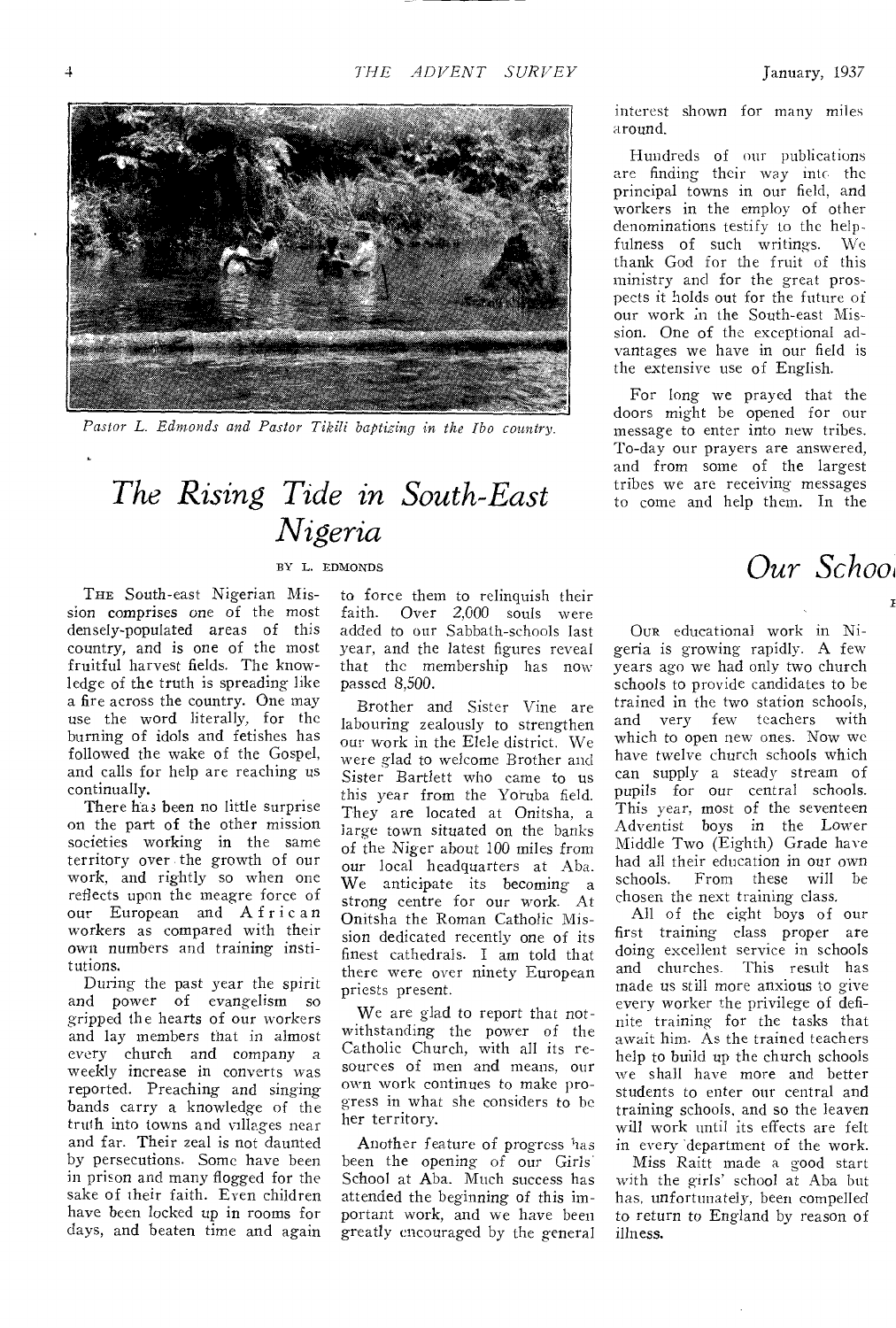*Pastor L. Edmonds and Pastor Tikili baptizing in the Ibo country.*

# The Rising Tide in South-East Nigeria

BY L. EDMONDS

THE South-east Nigerian Mission comprises one of the most densely-populated areas of this country, and is one of the most fruitful harvest fields. The knowledge of the truth is spreading like a fire across the country. One may use the word literally, for the burning of idols and fetishes has followed the wake of the Gospel, and calls for help are reaching us continually.

There has been no little surprise on the part of the other mission societies working in the same territory over the growth of our work, and rightly so when one reflects upon the meagre force of our European and African workers as compared with their own numbers and training institutions.

During the past year the spirit and power of evangelism so gripped the hearts of our workers and lay members that in almost every church and company a weekly increase in converts was reported. Preaching and singing bands carry a knowledge of the truth into towns and villages near and far. Their zeal is not daunted by persecutions. Some have been in prison and many flogged for the sake of their faith. Even children have been locked up in rooms for days, and beaten time and again to force them to relinquish their faith. Over 2,000 souls were added to our Sabbath-schools last year, and the latest figures reveal that the membership has now passed 8,500.

Brother and Sister Vine are labouring zealously to strengthen our work in the Elele district. We were glad to welcome Brother and Sister Bartlett who came to us this year from the Yoruba field. They are located at Onitsha, a large town situated on the banks of the Niger about 100 miles from our local headquarters at Aba. We anticipate its becoming a strong centre for our work. At Onitsha the Roman Catholic Mission dedicated recently one of its finest cathedrals. I am told that there were over ninety European priests present.

We are glad to report that notwithstanding the power of the Catholic Church, with all its resources of men and means, our own work continues to make progress in what she considers to be her territory.

Another feature of progress has been the opening of our Girls' School at Aba. Much success has attended the beginning of this important work, and we have been greatly encouraged by the general interest shown for many miles around.

Hundreds of our publications are finding their way into the principal towns in our field, and workers in the employ of other denominations testify to the helpfulness of such writings. We thank God for the fruit of this ministry and for the great prospects it holds out for the future of our work in the South-east Mission. One of the exceptional advantages we have in our field is the extensive use of English.

For long we prayed that the doors might be opened for our message to enter into new tribes. To-day our prayers are answered, and from some of the largest tribes we are receiving messages to come and help them. In the

# Our Schoo

OUR educational work in Nigeria is growing rapidly. A few years ago we had only two church schools to provide candidates to be trained in the two station schools, and very few teachers with which to open new ones. Now we have twelve church schools which can supply a steady stream of pupils for our central schools. This year, most of the seventeen Adventist boys in the Lower Middle Two (Eighth) Grade have had all their education in our own schools. From these will be chosen the next training class.

All of the eight boys of our first training class proper are doing excellent service in schools and churches. This result has made us still more anxious to give every worker the privilege of definite training for the tasks that await him. As the trained teachers help to build up the church schools we shall have more and better students to enter our central and training schools, and so the leaven will work until its effects are felt in every department of the work.

Miss Raitt made a good start with the girls' school at Aba but has, unfortunately, been compelled to return to England by reason of illness.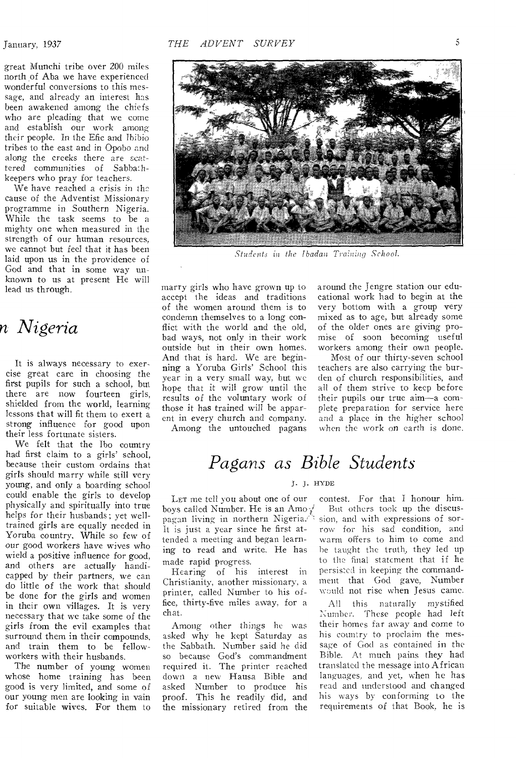great Munchi tribe over 200 miles north of Aba we have experienced wonderful conversions to this message, and already an interest has been awakened among the chiefs who are pleading that we come and establish our work among their people. In the Efic and Ibibio tribes to the east and in Opobo and along the creeks there are scattered communities of Sabbathkeepers who pray for teachers.

We have reached a crisis in the cause of the Adventist Missionary programme in Southern Nigeria. While the task seems to be a mighty one when measured in the strength of our human resources, we cannot but feel that it has been laid upon us in the providence of God and that in some way unknown to us at present He will lead us through.

## ...n Nigeria

It is always necessary to exercise great care in choosing the first pupils for such a school, but there are now fourteen girls, shielded from the world, learning lessons that will fit them to exert a strong influence for good upon their less fortunate sisters.

We felt that the Ibo country had first claim to a girls' school, because their custom ordains that girls should marry while still very young, and only a boarding school could enable the girls to develop physically and spiritually into true helps for their husbands; yet well-trained girls are equally needed in Yoruba country. While so few of our good workers have wives who wield a positive influence for good, and others are actually handicapped by their partners, we can do little of the work that should be done for the girls and women in their own villages. It is very necessary that we take some of the girls from the evil examples that surround them in their compounds, and train them to be fellow-workers with their husbands.

The number of young women whose home training has been good is very limited, and some of our young men are looking in vain for suitable wives. For them to marry girls who have grown up to accept the ideas and traditions of the women around them is to condemn themselves to a long conflict with the world and the old, bad ways, not only in their work outside but in their own homes. And that is hard. We are beginning a Yoruba Girls' School this year in a very small way, but we hope that it will grow until the results of the voluntary work of those it has trained will be apparent in every church and company.

Among the untouched pagans around the Jengre station our educational work had to begin at the very bottom with a group very mixed as to age, but already some of the older ones are giving promise of soon becoming useful workers among their own people.

Most of our thirty-seven school teachers are also carrying the burden of church responsibilities, and all of them strive to keep before their pupils our true aim—a complete preparation for service here and a place in the higher school when the work on earth is done.

*Students in the Ibadan Training School.*

# *Pagans as Bible Students*

J. J. HYDE

LET me tell you about one of our boys called Number. He is an Amo pagan living in northern Nigeria. It is just a year since he first attended a meeting and began learning to read and write. He has made rapid progress.

Hearing of his interest in Christianity, another missionary, a printer, called Number to his office, thirty-five miles away, for a chat.

Among other things he was asked why he kept Saturday as the Sabbath. Number said he did so because God's commandment required it. The printer reached down a new Hausa Bible and asked Number to produce his proof. This he readily did, and the missionary retired from the contest. For that I honour him.

But others took up the discussion, and with expressions of sorrow for his sad condition, and warm offers to him to come and be taught the truth, they led up to the final statement that if he persisted in keeping the commandment that God gave, Number would not rise when Jesus came.

All this naturally mystified Number. These people had left their homes far away and come to his country to proclaim the message of God as contained in the Bible. At much pains they had translated the message into African languages, and yet, when he has read and understood and changed his ways by conforming to the requirements of that Book, he is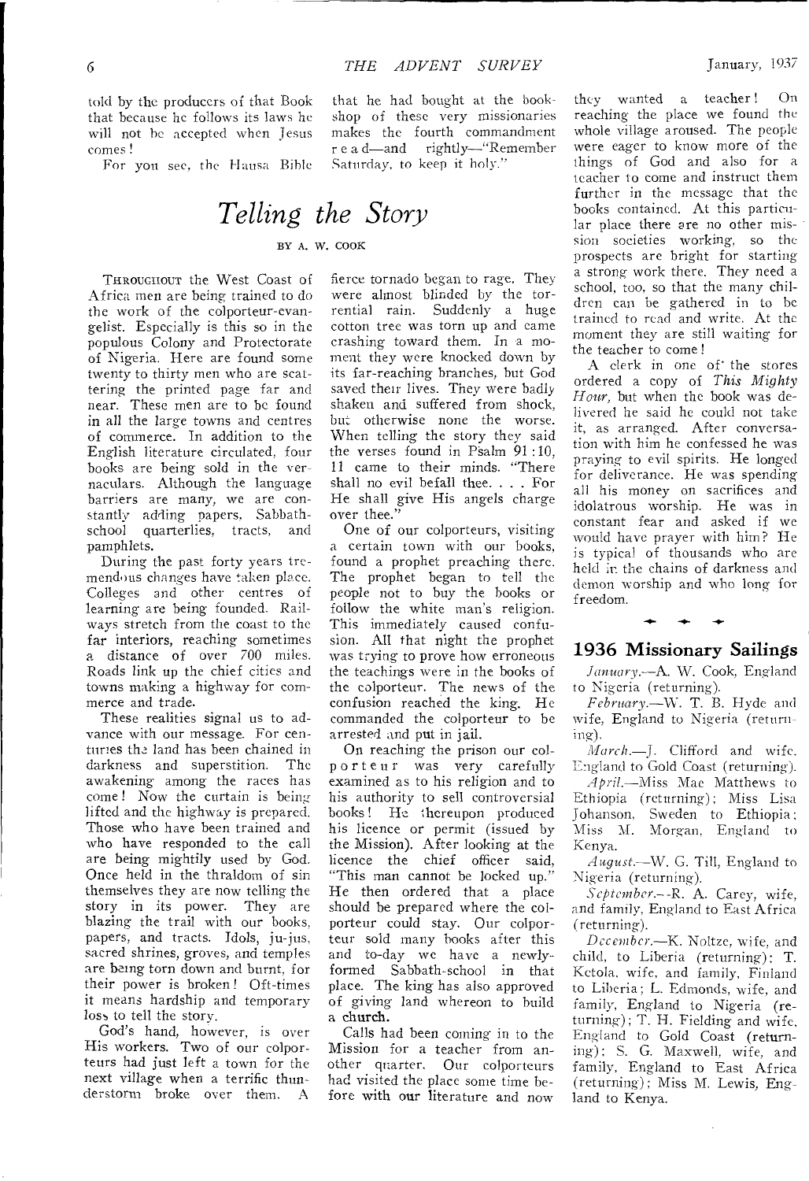told by the producers of that Book that because he follows its laws he will not be accepted when Jesus comes!

For you see, the Hausa Bible that he had bought at the bookshop of these very missionaries makes the fourth commandment read—and rightly—"Remember Saturday, to keep it holy."

# Telling the Story

BY A. W. COOK

THROUGHOUT the West Coast of Africa men are being trained to do the work of the colporteur-evangelist. Especially is this so in the populous Colony and Protectorate of Nigeria. Here are found some twenty to thirty men who are scattering the printed page far and near. These men are to be found in all the large towns and centres of commerce. In addition to the English literature circulated, four books are being sold in the vernaculars. Although the language barriers are many, we are constantly adding papers, Sabbath-school quarterlies, tracts, and pamphlets.

During the past forty years tremendous changes have taken place. Colleges and other centres of learning are being founded. Railways stretch from the coast to the far interiors, reaching sometimes a distance of over 700 miles. Roads link up the chief cities and towns making a highway for commerce and trade.

These realities signal us to advance with our message. For centuries the land has been chained in darkness and superstition. The awakening among the races has come! Now the curtain is being lifted and the highway is prepared. Those who have been trained and who have responded to the call are being mightily used by God. Once held in the thraldom of sin themselves they are now telling the story in its power. They are blazing the trail with our books, papers, and tracts. Idols, ju-jus, sacred shrines, groves, and temples are being torn down and burnt, for their power is broken! Oft-times it means hardship and temporary loss to tell the story.

God's hand, however, is over His workers. Two of our colporteurs had just left a town for the next village when a terrific thunderstorm broke over them. A fierce tornado began to rage. They were almost blinded by the torrential rain. Suddenly a huge cotton tree was torn up and came crashing toward them. In a moment they were knocked down by its far-reaching branches, but God saved their lives. They were badly shaken and suffered from shock, but otherwise none the worse. When telling the story they said the verses found in Psalm 91:10, 11 came to their minds. "There shall no evil befall thee. . . . For He shall give His angels charge over thee."

One of our colporteurs, visiting a certain town with our books, found a prophet preaching there. The prophet began to tell the people not to buy the books or follow the white man's religion. This immediately caused confusion. All that night the prophet was trying to prove how erroneous the teachings were in the books of the colporteur. The news of the confusion reached the king. He commanded the colporteur to be arrested and put in jail.

On reaching the prison our colporteur was very carefully examined as to his religion and to his authority to sell controversial books! He thereupon produced his licence or permit (issued by the Mission). After looking at the licence the chief officer said, "This man cannot be locked up." He then ordered that a place should be prepared where the colporteur could stay. Our colporteur sold many books after this and to-day we have a newly-formed Sabbath-school in that place. The king has also approved of giving land whereon to build a church.

Calls had been coming in to the Mission for a teacher from another quarter. Our colporteurs had visited the place some time before with our literature and now they wanted a teacher! On reaching the place we found the whole village aroused. The people were eager to know more of the things of God and also for a teacher to come and instruct them further in the message that the books contained. At this particular place there are no other mission societies working, so the prospects are bright for starting a strong work there. They need a school, too, so that the many children can be gathered in to be trained to read and write. At the moment they are still waiting for the teacher to come!

A clerk in one of the stores ordered a copy of *This Mighty Hour*, but when the book was delivered he said he could not take it, as arranged. After conversation with him he confessed he was praying to evil spirits. He longed for deliverance. He was spending all his money on sacrifices and idolatrous worship. He was in constant fear and asked if we would have prayer with him? He is typical of thousands who are held in the chains of darkness and demon worship and who long for freedom.

## 1936 Missionary Sailings

*January.*—A. W. Cook, England to Nigeria (returning).

*February.*—W. T. B. Hyde and wife, England to Nigeria (returning).

*March.*—J. Clifford and wife, England to Gold Coast (returning).

*April.*—Miss Mae Matthews to Ethiopia (returning); Miss Lisa Johanson, Sweden to Ethiopia; Miss M. Morgan, England to Kenya.

*August.*—W. G. Till, England to Nigeria (returning).

*September.*—R. A. Carey, wife, and family, England to East Africa (returning).

*December.*—K. Noltze, wife, and child, to Liberia (returning); T. Ketola, wife, and family, Finland to Liberia; L. Edmonds, wife, and family, England to Nigeria (returning); T. H. Fielding and wife, England to Gold Coast (returning); S. G. Maxwell, wife, and family, England to East Africa (returning); Miss M. Lewis, England to Kenya.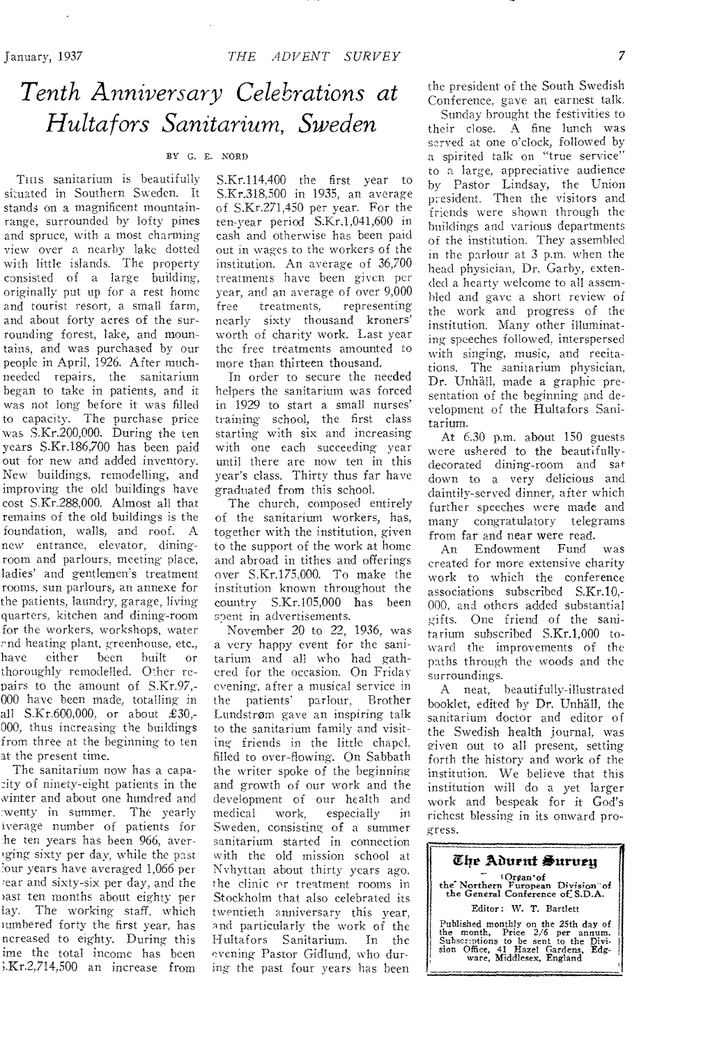# *Tenth Anniversary Celebrations at Hultafors Sanitarium, Sweden*

BY G. E. NORD

THIS sanitarium is beautifully situated in Southern Sweden. It stands on a magnificent mountain-range, surrounded by lofty pines and spruce, with a most charming view over a nearby lake dotted with little islands. The property consisted of a large building, originally put up for a rest home and tourist resort, a small farm, and about forty acres of the surrounding forest, lake, and mountains, and was purchased by our people in April, 1926. After much-needed repairs, the sanitarium began to take in patients, and it was not long before it was filled to capacity. The purchase price was S.Kr.200,000. During the ten years S.Kr.186,700 has been paid out for new and added inventory. New buildings, remodelling, and improving the old buildings have cost S.Kr.288,000. Almost all that remains of the old buildings is the foundation, walls, and roof. A new entrance, elevator, dining-room and parlours, meeting place, ladies' and gentlemen's treatment rooms, sun parlours, an annexe for the patients, laundry, garage, living quarters, kitchen and dining-room for the workers, workshops, water and heating plant, greenhouse, etc., have either been built or thoroughly remodelled. Other repairs to the amount of S.Kr.97,000 have been made, totalling in all S.Kr.600,000, or about £30,000, thus increasing the buildings from three at the beginning to ten at the present time.

The sanitarium now has a capacity of ninety-eight patients in the winter and about one hundred and twenty in summer. The yearly average number of patients for the ten years has been 966, averaging sixty per day, while the past four years have averaged 1,066 per year and sixty-six per day, and the past ten months about eighty per day. The working staff, which numbered forty the first year, has increased to eighty. During this time the total income has been S.Kr.2,714,500 an increase from S.Kr.114,400 the first year to S.Kr.318,500 in 1935, an average of S.Kr.271,450 per year. For the ten-year period S.Kr.1,041,600 in cash and otherwise has been paid out in wages to the workers of the institution. An average of 36,700 treatments have been given per year, and an average of over 9,000 free treatments, representing nearly sixty thousand kroners' worth of charity work. Last year the free treatments amounted to more than thirteen thousand.

In order to secure the needed helpers the sanitarium was forced in 1929 to start a small nurses' training school, the first class starting with six and increasing with one each succeeding year until there are now ten in this year's class. Thirty thus far have graduated from this school.

The church, composed entirely of the sanitarium workers, has, together with the institution, given to the support of the work at home and abroad in tithes and offerings over S.Kr.175,000. To make the institution known throughout the country S.Kr.105,000 has been spent in advertisements.

November 20 to 22, 1936, was a very happy event for the sanitarium and all who had gathered for the occasion. On Friday evening, after a musical service in the patients' parlour, Brother Lundstrøm gave an inspiring talk to the sanitarium family and visiting friends in the little chapel, filled to over-flowing. On Sabbath the writer spoke of the beginning and growth of our work and the development of our health and medical work, especially in Sweden, consisting of a summer sanitarium started in connection with the old mission school at Nyhyttan about thirty years ago, the clinic or treatment rooms in Stockholm that also celebrated its twentieth anniversary this year, and particularly the work of the Hultafors Sanitarium. In the evening Pastor Gidlund, who during the past four years has been the president of the South Swedish Conference, gave an earnest talk.

Sunday brought the festivities to their close. A fine lunch was served at one o'clock, followed by a spirited talk on "true service" to a large, appreciative audience by Pastor Lindsay, the Union president. Then the visitors and friends were shown through the buildings and various departments of the institution. They assembled in the parlour at 3 p.m. when the head physician, Dr. Garby, extended a hearty welcome to all assembled and gave a short review of the work and progress of the institution. Many other illuminating speeches followed, interspersed with singing, music, and recitations. The sanitarium physician, Dr. Unhäll, made a graphic presentation of the beginning and development of the Hultafors Sanitarium.

At 6.30 p.m. about 150 guests were ushered to the beautifully-decorated dining-room and sat down to a very delicious and daintily-served dinner, after which further speeches were made and many congratulatory telegrams from far and near were read.

An Endowment Fund was created for more extensive charity work to which the conference associations subscribed S.Kr.10,000, and others added substantial gifts. One friend of the sanitarium subscribed S.Kr.1,000 toward the improvements of the paths through the woods and the surroundings.

A neat, beautifully-illustrated booklet, edited by Dr. Unhäll, the sanitarium doctor and editor of the Swedish health journal, was given out to all present, setting forth the history and work of the institution. We believe that this institution will do a yet larger work and bespeak for it God's richest blessing in its onward progress.

---

**The Advent Survey**

Organ of
the Northern European Division of
the General Conference of S.D.A.

Editor: W. T. Bartlett

Published monthly on the 25th day of the month. Price 2/6 per annum. Subscriptions to be sent to the Division Office, 41 Hazel Gardens, Edgware, Middlesex, England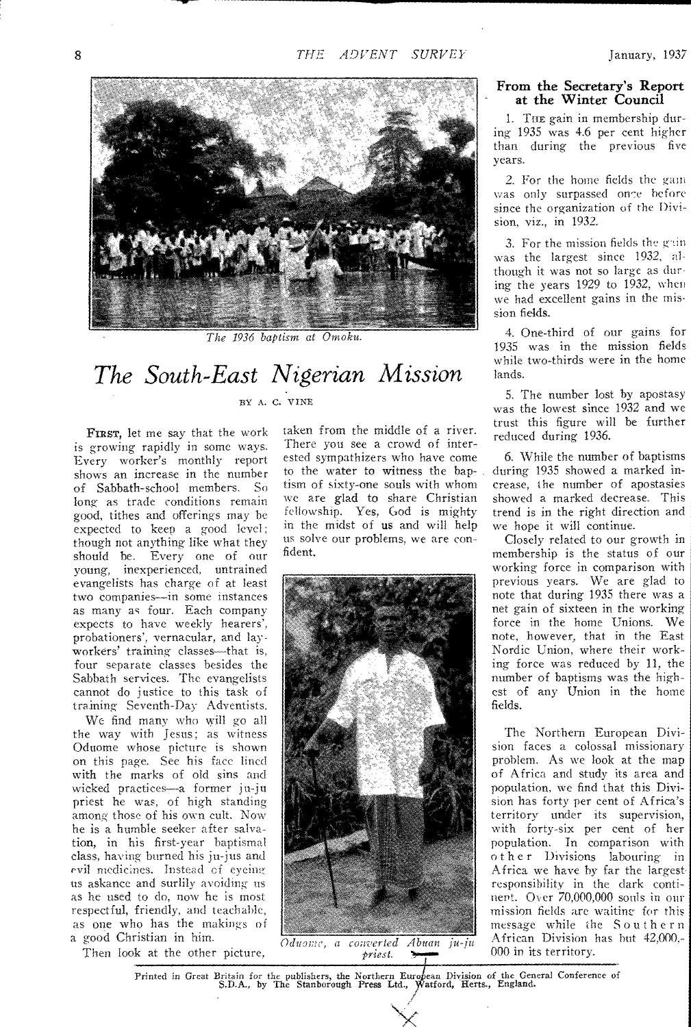The 1936 baptism at Omoku.

# The South-East Nigerian Mission

BY A. C. VINE

FIRST, let me say that the work is growing rapidly in some ways. Every worker's monthly report shows an increase in the number of Sabbath-school members. So long as trade conditions remain good, tithes and offerings may be expected to keep a good level; though not anything like what they should be. Every one of our young, inexperienced, untrained evangelists has charge of at least two companies—in some instances as many as four. Each company expects to have weekly hearers', probationers', vernacular, and lay-workers' training classes—that is, four separate classes besides the Sabbath services. The evangelists cannot do justice to this task of training Seventh-Day Adventists.

We find many who will go all the way with Jesus; as witness Oduome whose picture is shown on this page. See his face lined with the marks of old sins and wicked practices—a former ju-ju priest he was, of high standing among those of his own cult. Now he is a humble seeker after salvation, in his first-year baptismal class, having burned his ju-jus and evil medicines. Instead of eyeing us askance and surlily avoiding us as he used to do, now he is most respectful, friendly, and teachable, as one who has the makings of a good Christian in him.

Then look at the other picture, taken from the middle of a river. There you see a crowd of interested sympathizers who have come to the water to witness the baptism of sixty-one souls with whom we are glad to share Christian fellowship. Yes, God is mighty in the midst of us and will help us solve our problems, we are confident.

*Oduome, a converted Abuan ju-ju priest.*

## From the Secretary's Report at the Winter Council

1. THE gain in membership during 1935 was 4.6 per cent higher than during the previous five years.

2. For the home fields the gain was only surpassed once before since the organization of the Division, viz., in 1932.

3. For the mission fields the gain was the largest since 1932, although it was not so large as during the years 1929 to 1932, when we had excellent gains in the mission fields.

4. One-third of our gains for 1935 was in the mission fields while two-thirds were in the home lands.

5. The number lost by apostasy was the lowest since 1932 and we trust this figure will be further reduced during 1936.

6. While the number of baptisms during 1935 showed a marked increase, the number of apostasies showed a marked decrease. This trend is in the right direction and we hope it will continue.

Closely related to our growth in membership is the status of our working force in comparison with previous years. We are glad to note that during 1935 there was a net gain of sixteen in the working force in the home Unions. We note, however, that in the East Nordic Union, where their working force was reduced by 11, the number of baptisms was the highest of any Union in the home fields.

The Northern European Division faces a colossal missionary problem. As we look at the map of Africa and study its area and population, we find that this Division has forty per cent of Africa's territory under its supervision, with forty-six per cent of her population. In comparison with other Divisions labouring in Africa we have by far the largest responsibility in the dark continent. Over 70,000,000 souls in our mission fields are waiting for this message while the Southern African Division has but 42,000,000 in its territory.

Printed in Great Britain for the publishers, the Northern European Division of the General Conference of S.D.A., by The Stanborough Press Ltd., Watford, Herts., England.